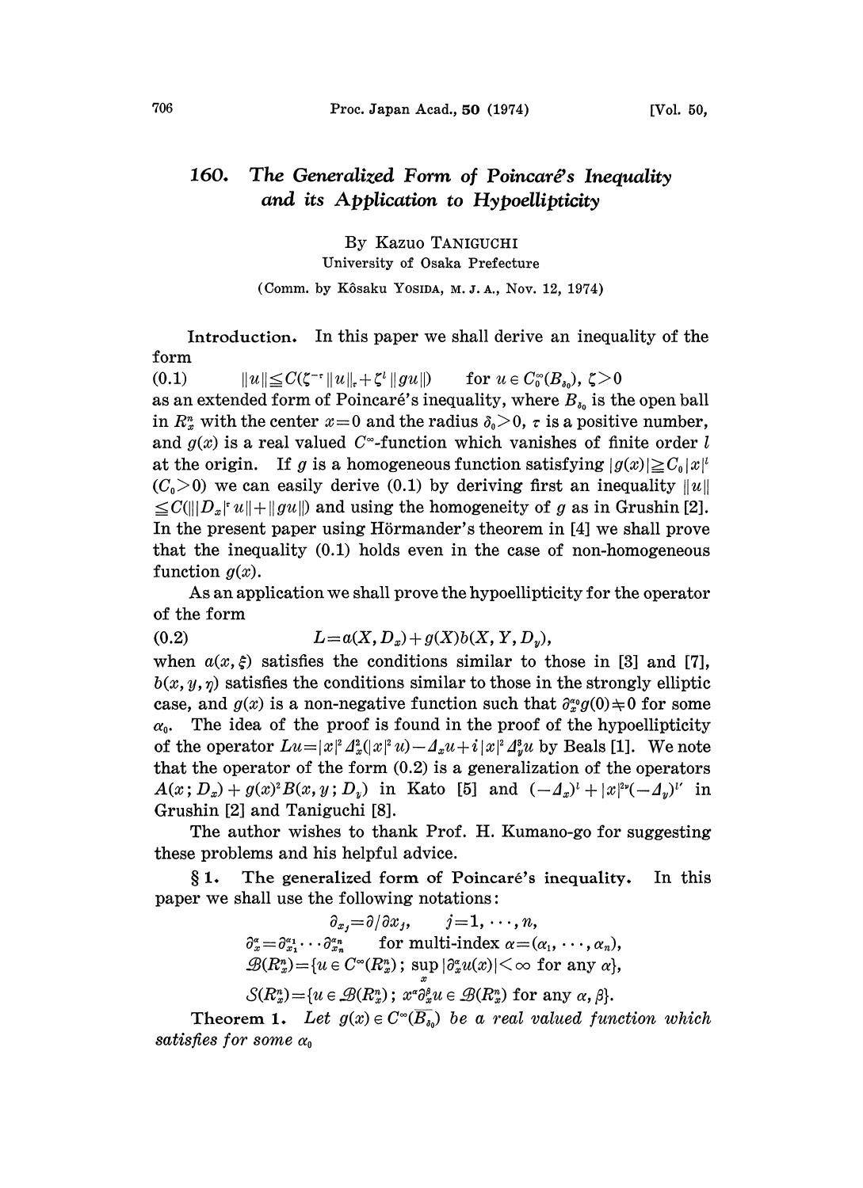# 160. The Generalized Form of Poincaré's Inequality and its Application to Hypoellipticity

By Kazuo TANIGUCHI

University of Osaka Prefecture

(Comm. by Kôsaku YOSIDA, M. J. A., Nov. 12, 1974)

**Introduction.** In this paper we shall derive an inequality of the form

$$\|u\| \leqq C(\zeta^{-\tau}\|u\|_\tau + \zeta^l \|gu\|) \qquad \text{for } u \in C_0^\infty(B_{\delta_0}),\ \zeta > 0 \tag{0.1}$$

as an extended form of Poincaré's inequality, where $B_{\delta_0}$ is the open ball in $R_x^n$ with the center $x=0$ and the radius $\delta_0>0$, $\tau$ is a positive number, and $g(x)$ is a real valued $C^\infty$-function which vanishes of finite order $l$ at the origin. If $g$ is a homogeneous function satisfying $|g(x)| \geqq C_0|x|^l$ ($C_0>0$) we can easily derive (0.1) by deriving first an inequality $\|u\| \leqq C(\||D_x|^\tau u\| + \|gu\|)$ and using the homogeneity of $g$ as in Grushin [2]. In the present paper using Hörmander's theorem in [4] we shall prove that the inequality (0.1) holds even in the case of non-homogeneous function $g(x)$.

As an application we shall prove the hypoellipticity for the operator of the form

$$L = a(X, D_x) + g(X)b(X, Y, D_y), \tag{0.2}$$

when $a(x,\xi)$ satisfies the conditions similar to those in [3] and [7], $b(x,y,\eta)$ satisfies the conditions similar to those in the strongly elliptic case, and $g(x)$ is a non-negative function such that $\partial_x^{\alpha_0} g(0) \neq 0$ for some $\alpha_0$. The idea of the proof is found in the proof of the hypoellipticity of the operator $Lu = |x|^2 \Delta_x^2(|x|^2 u) - \Delta_x u + i|x|^2 \Delta_y^3 u$ by Beals [1]. We note that the operator of the form (0.2) is a generalization of the operators $A(x; D_x) + g(x)^2 B(x, y; D_y)$ in Kato [5] and $(-\Delta_x)^l + |x|^{2\nu}(-\Delta_y)^{l'}$ in Grushin [2] and Taniguchi [8].

The author wishes to thank Prof. H. Kumano-go for suggesting these problems and his helpful advice.

**§ 1. The generalized form of Poincaré's inequality.** In this paper we shall use the following notations:

$$\partial_{x_j} = \partial/\partial x_j, \qquad j=1,\cdots,n,$$

$$\partial_x^\alpha = \partial_{x_1}^{\alpha_1}\cdots\partial_{x_n}^{\alpha_n} \qquad \text{for multi-index } \alpha=(\alpha_1,\cdots,\alpha_n),$$

$$\mathcal{B}(R_x^n) = \{u \in C^\infty(R_x^n);\ \sup_x |\partial_x^\alpha u(x)| < \infty \text{ for any } \alpha\},$$

$$\mathcal{S}(R_x^n) = \{u \in \mathcal{B}(R_x^n);\ x^\alpha \partial_x^\beta u \in \mathcal{B}(R_x^n) \text{ for any } \alpha, \beta\}.$$

**Theorem 1.** *Let $g(x) \in C^\infty(\overline{B_{\delta_0}})$ be a real valued function which satisfies for some $\alpha_0$*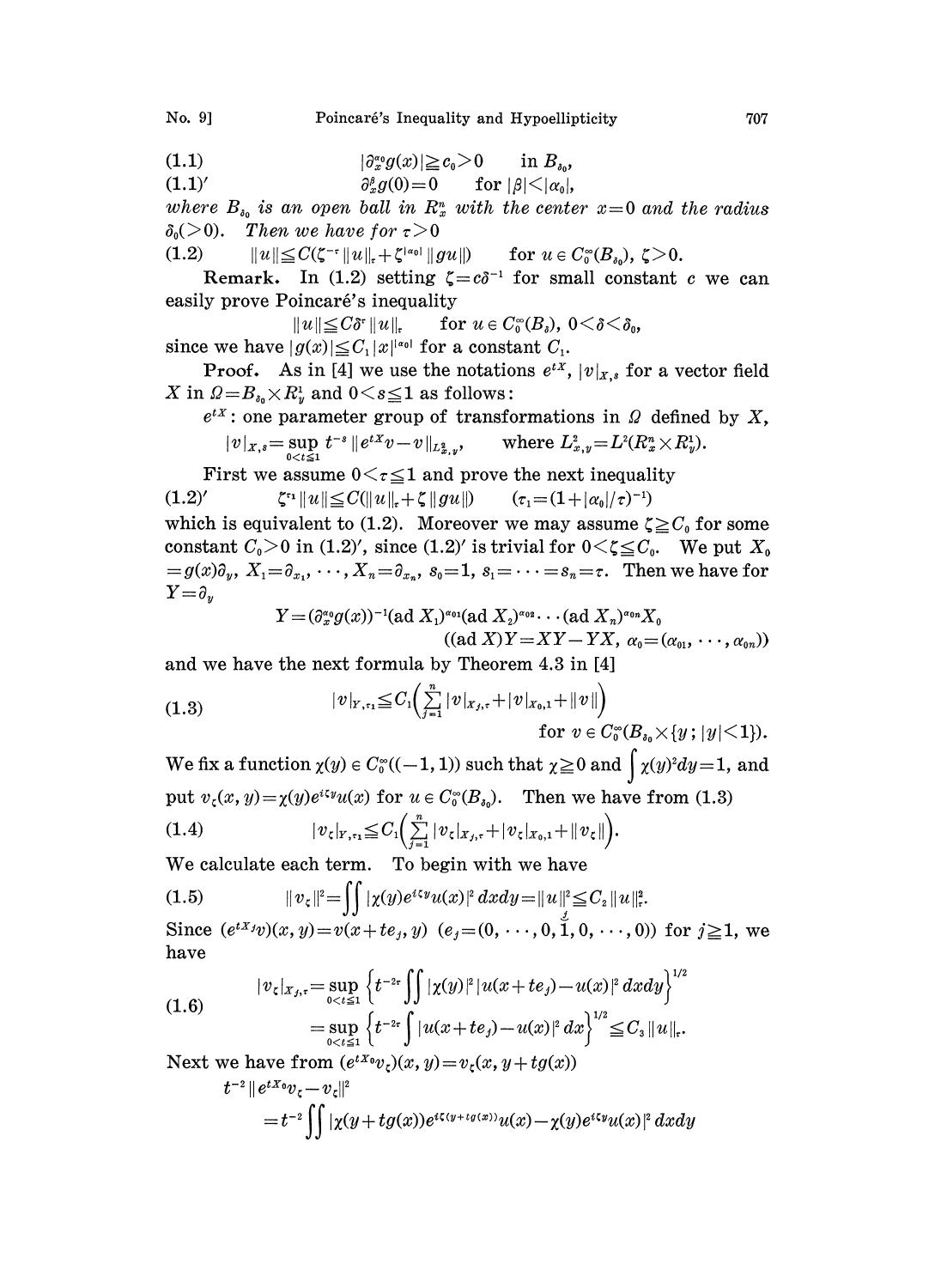$$(1.1) \qquad |\partial_x^{\alpha_0} g(x)| \geq c_0 > 0 \quad \text{in } B_{\delta_0},$$

$$(1.1)' \qquad \partial_x^{\beta} g(0) = 0 \quad \text{for } |\beta| < |\alpha_0|,$$

*where $B_{\delta_0}$ is an open ball in $R_x^n$ with the center $x=0$ and the radius $\delta_0 (>0)$. Then we have for $\tau > 0$*

$$(1.2) \qquad \|u\| \leq C(\zeta^{-\tau} \|u\|_\tau + \zeta^{|\alpha_0|} \|gu\|) \quad \text{for } u \in C_0^\infty(B_{\delta_0}),\ \zeta > 0.$$

**Remark.** In (1.2) setting $\zeta = c\delta^{-1}$ for small constant $c$ we can easily prove Poincaré's inequality

$$\|u\| \leq C\delta^\tau \|u\|_\tau \quad \text{for } u \in C_0^\infty(B_\delta),\ 0 < \delta < \delta_0,$$

since we have $|g(x)| \leq C_1 |x|^{|\alpha_0|}$ for a constant $C_1$.

**Proof.** As in [4] we use the notations $e^{tX}$, $|v|_{X,s}$ for a vector field $X$ in $\Omega = B_{\delta_0} \times R_y^1$ and $0 < s \leq 1$ as follows:

$e^{tX}$: one parameter group of transformations in $\Omega$ defined by $X$,

$$|v|_{X,s} = \sup_{0<t\leq 1} t^{-s} \|e^{tX} v - v\|_{L^2_{x,y}}, \quad \text{where } L^2_{x,y} = L^2(R_x^n \times R_y^1).$$

First we assume $0 < \tau \leq 1$ and prove the next inequality

$$(1.2)' \qquad \zeta^{\tau_1} \|u\| \leq C(\|u\|_\tau + \zeta \|gu\|) \qquad (\tau_1 = (1 + |\alpha_0|/\tau)^{-1})$$

which is equivalent to (1.2). Moreover we may assume $\zeta \geq C_0$ for some constant $C_0 > 0$ in (1.2)$'$, since (1.2)$'$ is trivial for $0 < \zeta \leq C_0$. We put $X_0 = g(x)\partial_y$, $X_1 = \partial_{x_1}, \cdots, X_n = \partial_{x_n}$, $s_0 = 1$, $s_1 = \cdots = s_n = \tau$. Then we have for $Y = \partial_y$

$$Y = (\partial_x^{\alpha_0} g(x))^{-1} (\text{ad } X_1)^{\alpha_{01}} (\text{ad } X_2)^{\alpha_{02}} \cdots (\text{ad } X_n)^{\alpha_{0n}} X_0$$
$$((\text{ad } X)Y = XY - YX,\ \alpha_0 = (\alpha_{01}, \cdots, \alpha_{0n}))$$

and we have the next formula by Theorem 4.3 in [4]

$$(1.3) \qquad |v|_{Y,\tau_1} \leq C_1 \Big( \sum_{j=1}^n |v|_{X_j,\tau} + |v|_{X_0,1} + \|v\| \Big)$$
$$\text{for } v \in C_0^\infty(B_{\delta_0} \times \{y\,;\, |y| < 1\}).$$

We fix a function $\chi(y) \in C_0^\infty((-1,1))$ such that $\chi \geq 0$ and $\int \chi(y)^2 dy = 1$, and put $v_\zeta(x,y) = \chi(y) e^{i\zeta y} u(x)$ for $u \in C_0^\infty(B_{\delta_0})$. Then we have from (1.3)

$$(1.4) \qquad |v_\zeta|_{Y,\tau_1} \leq C_1 \Big( \sum_{j=1}^n |v_\zeta|_{X_j,\tau} + |v_\zeta|_{X_0,1} + \|v_\zeta\| \Big).$$

We calculate each term. To begin with we have

$$(1.5) \qquad \|v_\zeta\|^2 = \iint |\chi(y) e^{i\zeta y} u(x)|^2\, dx dy = \|u\|^2 \leq C_2 \|u\|_\tau^2.$$

Since $(e^{tX_j} v)(x,y) = v(x + te_j, y)$ $(e_j = (0, \cdots, 0, \overset{j}{1}, 0, \cdots, 0))$ for $j \geq 1$, we have

$$(1.6) \qquad \begin{aligned} |v_\zeta|_{X_j,\tau} &= \sup_{0<t\leq 1} \Big\{ t^{-2\tau} \iint |\chi(y)|^2 |u(x+te_j) - u(x)|^2\, dx dy \Big\}^{1/2} \\ &= \sup_{0<t\leq 1} \Big\{ t^{-2\tau} \int |u(x+te_j) - u(x)|^2\, dx \Big\}^{1/2} \leq C_3 \|u\|_\tau. \end{aligned}$$

Next we have from $(e^{tX_0} v_\zeta)(x,y) = v_\zeta(x, y + tg(x))$

$$t^{-2} \|e^{tX_0} v_\zeta - v_\zeta\|^2$$
$$= t^{-2} \iint |\chi(y + tg(x)) e^{i\zeta(y + tg(x))} u(x) - \chi(y) e^{i\zeta y} u(x)|^2\, dx dy$$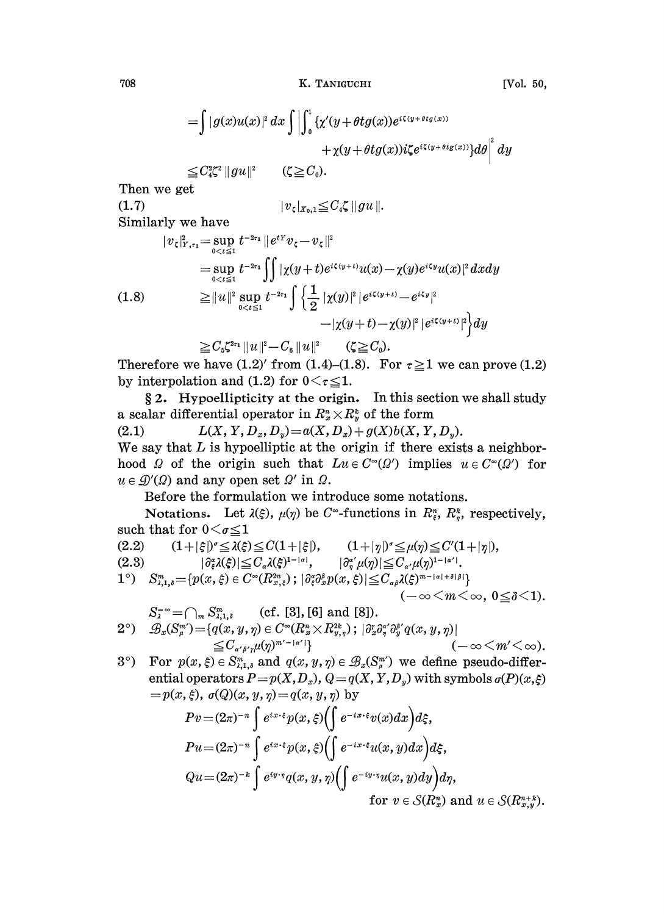$$
\begin{aligned}
&= \int |g(x)u(x)|^2 dx \int \left| \int_0^1 \{\chi'(y+\theta t g(x)) e^{i\zeta(y+\theta t g(x))} \right. \\
&\qquad\qquad \left. + \chi(y+\theta t g(x)) i\zeta e^{i\zeta(y+\theta t g(x))}\} d\theta \right|^2 dy \\
&\leqq C_4^2 \zeta^2 \|gu\|^2 \qquad (\zeta \geqq C_0).
\end{aligned}
$$

Then we get

$$
|v_\zeta|_{X_0,1} \leqq C_4 \zeta \|gu\|. \tag{1.7}
$$

Similarly we have

$$
\begin{aligned}
|v_\zeta|^2_{Y,\tau_1} &= \sup_{0<t\leqq 1} t^{-2\tau_1} \|e^{tY} v_\zeta - v_\zeta\|^2 \\
&= \sup_{0<t\leqq 1} t^{-2\tau_1} \iint |\chi(y+t) e^{i\zeta(y+t)} u(x) - \chi(y) e^{i\zeta y} u(x)|^2 dx dy \\
&\geqq \|u\|^2 \sup_{0<t\leqq 1} t^{-2\tau_1} \int \left\{ \frac{1}{2} |\chi(y)|^2 |e^{i\zeta(y+t)} - e^{i\zeta y}|^2 \right. \\
&\qquad\qquad \left. - |\chi(y+t) - \chi(y)|^2 |e^{i\zeta(y+t)}|^2 \right\} dy \\
&\geqq C_5 \zeta^{2\tau_1} \|u\|^2 - C_6 \|u\|^2 \qquad (\zeta \geqq C_0).
\end{aligned} \tag{1.8}
$$

Therefore we have (1.2)′ from (1.4)–(1.8). For $\tau \geqq 1$ we can prove (1.2) by interpolation and (1.2) for $0 < \tau \leqq 1$.

## § 2. Hypoellipticity at the origin.

In this section we shall study a scalar differential operator in $R^n_x \times R^k_y$ of the form

$$
L(X, Y, D_x, D_y) = a(X, D_x) + g(X) b(X, Y, D_y). \tag{2.1}
$$

We say that $L$ is hypoelliptic at the origin if there exists a neighborhood $\Omega$ of the origin such that $Lu \in C^\infty(\Omega')$ implies $u \in C^\infty(\Omega')$ for $u \in \mathcal{D}'(\Omega)$ and any open set $\Omega'$ in $\Omega$.

Before the formulation we introduce some notations.

**Notations.** Let $\lambda(\xi)$, $\mu(\eta)$ be $C^\infty$-functions in $R^n_\xi$, $R^k_\eta$, respectively, such that for $0 < \sigma \leqq 1$

$$
(1+|\xi|)^\sigma \leqq \lambda(\xi) \leqq C(1+|\xi|), \qquad (1+|\eta|)^\sigma \leqq \mu(\eta) \leqq C'(1+|\eta|), \tag{2.2}
$$

$$
|\partial_\xi^\alpha \lambda(\xi)| \leqq C_\alpha \lambda(\xi)^{1-|\alpha|}, \qquad |\partial_\eta^{\alpha'} \mu(\eta)| \leqq C_{\alpha'} \mu(\eta)^{1-|\alpha'|}. \tag{2.3}
$$

1°) $S^m_{\lambda,1,\delta} = \{p(x,\xi) \in C^\infty(R^{2n}_{x,\xi});\ |\partial_\xi^\alpha \partial_x^\beta p(x,\xi)| \leqq C_{\alpha\beta} \lambda(\xi)^{m-|\alpha|+\delta|\beta|}\}$ $(-\infty < m < \infty,\ 0 \leqq \delta < 1)$.

$S^{-\infty}_\lambda = \bigcap_m S^m_{\lambda,1,\delta}$ (cf. [3], [6] and [8]).

2°) $\mathcal{B}_x(S^{m'}_\mu) = \{q(x,y,\eta) \in C^\infty(R^n_x \times R^{2k}_{y,\eta});\ |\partial_x^\gamma \partial_\eta^{\alpha'} \partial_y^{\beta'} q(x,y,\eta)| \leqq C_{\alpha'\beta'\gamma} \mu(\eta)^{m'-|\alpha'|}\}$ $(-\infty < m' < \infty)$.

3°) For $p(x,\xi) \in S^m_{\lambda,1,\delta}$ and $q(x,y,\eta) \in \mathcal{B}_x(S^{m'}_\mu)$ we define pseudo-differential operators $P = p(X, D_x)$, $Q = q(X, Y, D_y)$ with symbols $\sigma(P)(x,\xi) = p(x,\xi)$, $\sigma(Q)(x,y,\eta) = q(x,y,\eta)$ by

$$
Pv = (2\pi)^{-n} \int e^{ix\cdot\xi} p(x,\xi) \left( \int e^{-ix\cdot\xi} v(x) dx \right) d\xi,
$$

$$
Pu = (2\pi)^{-n} \int e^{ix\cdot\xi} p(x,\xi) \left( \int e^{-ix\cdot\xi} u(x,y) dx \right) d\xi,
$$

$$
Qu = (2\pi)^{-k} \int e^{iy\cdot\eta} q(x,y,\eta) \left( \int e^{-iy\cdot\eta} u(x,y) dy \right) d\eta,
$$

for $v \in \mathcal{S}(R^n_x)$ and $u \in \mathcal{S}(R^{n+k}_{x,y})$.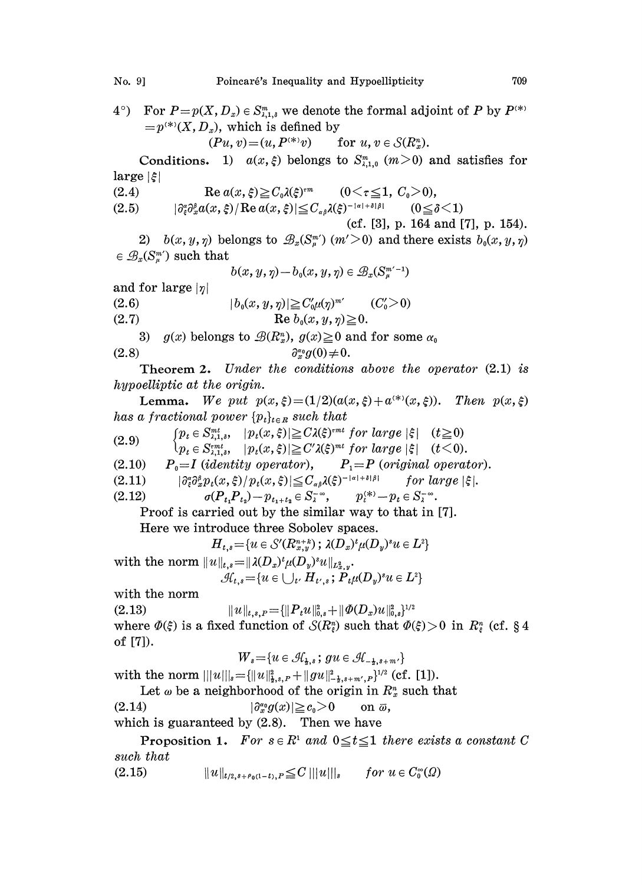4°) For $P=p(X,D_x)\in S^m_{\lambda,1,\delta}$ we denote the formal adjoint of $P$ by $P^{(*)}=p^{(*)}(X,D_x)$, which is defined by

$$(Pu,v)=(u,P^{(*)}v) \qquad \text{for } u,v\in \mathcal{S}(R^n_x).$$

**Conditions.** 1) $a(x,\xi)$ belongs to $S^m_{\lambda,1,0}$ ($m>0$) and satisfies for large $|\xi|$

$$\text{Re}\, a(x,\xi)\geqq C_0\lambda(\xi)^{\tau m} \qquad (0<\tau\leqq 1,\ C_0>0), \tag{2.4}$$

$$|\partial^\alpha_\xi\partial^\beta_x a(x,\xi)/\text{Re}\, a(x,\xi)|\leqq C_{\alpha\beta}\lambda(\xi)^{-|\alpha|+\delta|\beta|} \qquad (0\leqq\delta<1) \tag{2.5}$$

(cf. [3], p. 164 and [7], p. 154).

2) $b(x,y,\eta)$ belongs to $\mathcal{B}_x(S^{m'}_\mu)$ ($m'>0$) and there exists $b_0(x,y,\eta)\in\mathcal{B}_x(S^{m'}_\mu)$ such that

$$b(x,y,\eta)-b_0(x,y,\eta)\in\mathcal{B}_x(S^{m'-1}_\mu)$$

and for large $|\eta|$

$$|b_0(x,y,\eta)|\geqq C'_0\mu(\eta)^{m'} \qquad (C'_0>0) \tag{2.6}$$

$$\text{Re}\, b_0(x,y,\eta)\geqq 0. \tag{2.7}$$

3) $g(x)$ belongs to $\mathcal{B}(R^n_x)$, $g(x)\geqq 0$ and for some $\alpha_0$

$$\partial^{\alpha_0}_x g(0)\neq 0. \tag{2.8}$$

**Theorem 2.** *Under the conditions above the operator* (2.1) *is hypoelliptic at the origin.*

**Lemma.** *We put $p(x,\xi)=(1/2)(a(x,\xi)+a^{(*)}(x,\xi))$. Then $p(x,\xi)$ has a fractional power $\{p_t\}_{t\in R}$ such that*

$$\begin{cases} p_t\in S^{mt}_{\lambda,1,\delta}, & |p_t(x,\xi)|\geqq C\lambda(\xi)^{\tau mt} \text{ for large } |\xi| \quad (t\geqq 0) \\ p_t\in S^{\tau mt}_{\lambda,1,\delta}, & |p_t(x,\xi)|\geqq C'\lambda(\xi)^{mt} \text{ for large } |\xi| \quad (t<0). \end{cases} \tag{2.9}$$

$$P_0=I \ (\textit{identity operator}), \qquad P_1=P \ (\textit{original operator}). \tag{2.10}$$

$$|\partial^\alpha_\xi\partial^\beta_x p_t(x,\xi)/p_t(x,\xi)|\leqq C_{\alpha\beta}\lambda(\xi)^{-|\alpha|+\delta|\beta|} \qquad \textit{for large } |\xi|. \tag{2.11}$$

$$\sigma(P_{t_1}P_{t_2})-p_{t_1+t_2}\in S^{-\infty}_\lambda, \qquad p^{(*)}_t-p_t\in S^{-\infty}_\lambda. \tag{2.12}$$

Proof is carried out by the similar way to that in [7].

Here we introduce three Sobolev spaces.

$$H_{t,s}=\{u\in\mathcal{S}'(R^{n+k}_{x,y})\,;\,\lambda(D_x)^t\mu(D_y)^s u\in L^2\}$$

with the norm $\|u\|_{t,s}=\|\lambda(D_x)^t\mu(D_y)^s u\|_{L^2_{x,y}}$.

$$\mathcal{H}_{t,s}=\{u\in\textstyle\bigcup_{t'}H_{t',s}\,;\,P_t\mu(D_y)^s u\in L^2\}$$

with the norm

$$\|u\|_{t,s,P}=\{\|P_t u\|^2_{0,s}+\|\Phi(D_x)u\|^2_{0,s}\}^{1/2} \tag{2.13}$$

where $\Phi(\xi)$ is a fixed function of $\mathcal{S}(R^n_\xi)$ such that $\Phi(\xi)>0$ in $R^n_\xi$ (cf. § 4 of [7]).

$$W_s=\{u\in\mathcal{H}_{\frac{1}{2},s}\,;\,gu\in\mathcal{H}_{-\frac{1}{2},s+m'}\}$$

with the norm $|||u|||_s=\{\|u\|^2_{\frac{1}{2},s,P}+\|gu\|^2_{-\frac{1}{2},s+m',P}\}^{1/2}$ (cf. [1]).

Let $\omega$ be a neighborhood of the origin in $R^n_x$ such that

$$|\partial^{\alpha_0}_x g(x)|\geqq c_0>0 \qquad \text{on } \bar{\omega}, \tag{2.14}$$

which is guaranteed by (2.8). Then we have

**Proposition 1.** *For $s\in R^1$ and $0\leqq t\leqq 1$ there exists a constant $C$ such that*

$$\|u\|_{t/2,s+\rho_0(1-t),P}\leqq C\,|||u|||_s \qquad \textit{for } u\in C^\infty_0(\Omega) \tag{2.15}$$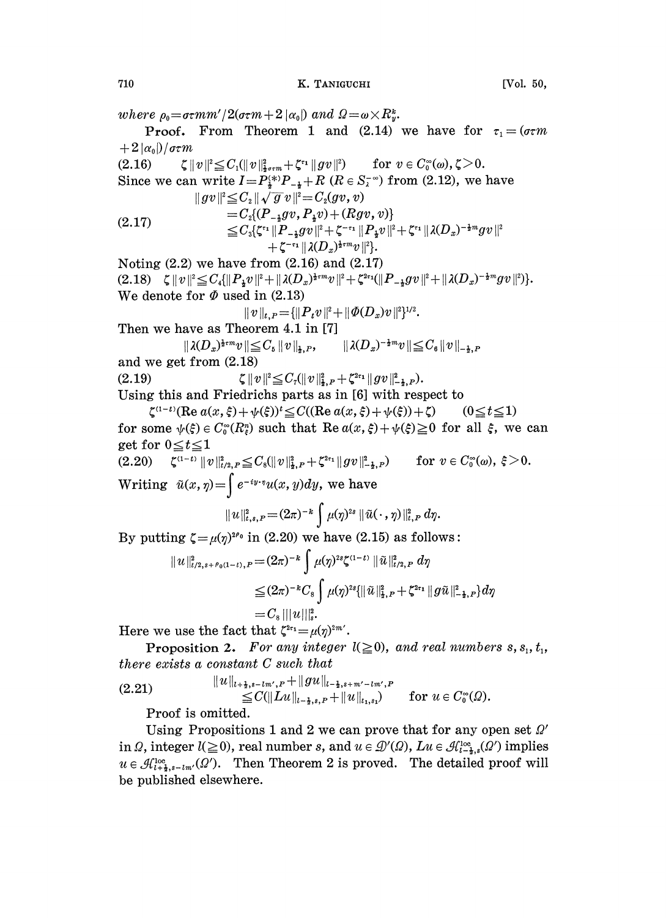*where* $\rho_0 = \sigma\tau m m'/2(\sigma\tau m + 2|\alpha_0|)$ *and* $\Omega = \omega \times R^k_y$.

**Proof.** From Theorem 1 and (2.14) we have for $\tau_1 = (\sigma\tau m + 2|\alpha_0|)/\sigma\tau m$

$$\zeta \|v\|^2 \leqq C_1(\|v\|^2_{\frac{1}{2}\sigma\tau m} + \zeta^{\tau_1}\|gv\|^2) \qquad \text{for } v \in C_0^\infty(\omega), \zeta > 0. \tag{2.16}$$

Since we can write $I = P^{(*)}_{\frac{1}{2}} P_{-\frac{1}{2}} + R$ $(R \in S_\lambda^{-\infty})$ from (2.12), we have

$$\begin{aligned}
\|gv\|^2 &\leqq C_2 \|\sqrt{g}\, v\|^2 = C_2(gv, v) \\
&= C_2\{(P_{-\frac{1}{2}} gv, P_{\frac{1}{2}} v) + (Rgv, v)\} \\
&\leqq C_3\{\zeta^{\tau_1}\|P_{-\frac{1}{2}} gv\|^2 + \zeta^{-\tau_1}\|P_{\frac{1}{2}} v\|^2 + \zeta^{\tau_1}\|\lambda(D_x)^{-\frac{1}{2}m} gv\|^2 \\
&\qquad + \zeta^{-\tau_1}\|\lambda(D_x)^{\frac{1}{2}\tau m} v\|^2\}.
\end{aligned} \tag{2.17}$$

Noting (2.2) we have from (2.16) and (2.17)

$$\zeta \|v\|^2 \leqq C_4\{\|P_{\frac{1}{2}} v\|^2 + \|\lambda(D_x)^{\frac{1}{2}\tau m} v\|^2 + \zeta^{2\tau_1}(\|P_{-\frac{1}{2}} gv\|^2 + \|\lambda(D_x)^{-\frac{1}{2}m} gv\|^2)\}. \tag{2.18}$$

We denote for $\Phi$ used in (2.13)

$$\|v\|_{t,P} = \{\|P_t v\|^2 + \|\Phi(D_x) v\|^2\}^{1/2}.$$

Then we have as Theorem 4.1 in [7]

$$\|\lambda(D_x)^{\frac{1}{2}\tau m} v\| \leqq C_5 \|v\|_{\frac{1}{2},P}, \qquad \|\lambda(D_x)^{-\frac{1}{2}m} v\| \leqq C_6 \|v\|_{-\frac{1}{2},P}$$

and we get from (2.18)

$$\zeta \|v\|^2 \leqq C_7(\|v\|^2_{\frac{1}{2},P} + \zeta^{2\tau_1}\|gv\|^2_{-\frac{1}{2},P}). \tag{2.19}$$

Using this and Friedrichs parts as in [6] with respect to

$$\zeta^{(1-t)}(\operatorname{Re} a(x,\xi) + \psi(\xi))^t \leqq C((\operatorname{Re} a(x,\xi) + \psi(\xi)) + \zeta) \qquad (0 \leqq t \leqq 1)$$

for some $\psi(\xi) \in C_0^\infty(R^n_\xi)$ such that $\operatorname{Re} a(x,\xi) + \psi(\xi) \geqq 0$ for all $\xi$, we can get for $0 \leqq t \leqq 1$

$$\zeta^{(1-t)}\|v\|^2_{t/2,P} \leqq C_8(\|v\|^2_{\frac{1}{2},P} + \zeta^{2\tau_1}\|gv\|^2_{-\frac{1}{2},P}) \qquad \text{for } v \in C_0^\infty(\omega),\ \xi > 0. \tag{2.20}$$

Writing $\tilde{u}(x,\eta) = \int e^{-iy\cdot\eta} u(x,y)\,dy$, we have

$$\|u\|^2_{t,s,P} = (2\pi)^{-k}\int \mu(\eta)^{2s}\|\tilde{u}(\cdot,\eta)\|^2_{t,P}\,d\eta.$$

By putting $\zeta = \mu(\eta)^{2\rho_0}$ in (2.20) we have (2.15) as follows:

$$\begin{aligned}
\|u\|^2_{t/2, s+\rho_0(1-t),P} &= (2\pi)^{-k}\int \mu(\eta)^{2s}\zeta^{(1-t)}\|\tilde{u}\|^2_{t/2,P}\,d\eta \\
&\leqq (2\pi)^{-k} C_8 \int \mu(\eta)^{2s}\{\|\tilde{u}\|^2_{\frac{1}{2},P} + \zeta^{2\tau_1}\|g\tilde{u}\|^2_{-\frac{1}{2},P}\}\,d\eta \\
&= C_8 |||u|||^2_s.
\end{aligned}$$

Here we use the fact that $\zeta^{2\tau_1} = \mu(\eta)^{2m'}$.

**Proposition 2.** *For any integer* $l(\geqq 0)$, *and real numbers* $s, s_1, t_1$, *there exists a constant* $C$ *such that*

$$\begin{aligned}
&\|u\|_{l+\frac{1}{2}, s-lm', P} + \|gu\|_{l-\frac{1}{2}, s+m'-lm', P} \\
&\qquad \leqq C(\|Lu\|_{l-\frac{1}{2},s,P} + \|u\|_{t_1,s_1}) \qquad \text{for } u \in C_0^\infty(\Omega).
\end{aligned} \tag{2.21}$$

Proof is omitted.

Using Propositions 1 and 2 we can prove that for any open set $\Omega'$ in $\Omega$, integer $l(\geqq 0)$, real number $s$, and $u \in \mathcal{D}'(\Omega)$, $Lu \in \mathcal{H}^{\text{loc}}_{l-\frac{1}{2},s}(\Omega')$ implies $u \in \mathcal{H}^{\text{loc}}_{l+\frac{1}{2},s-lm'}(\Omega')$. Then Theorem 2 is proved. The detailed proof will be published elsewhere.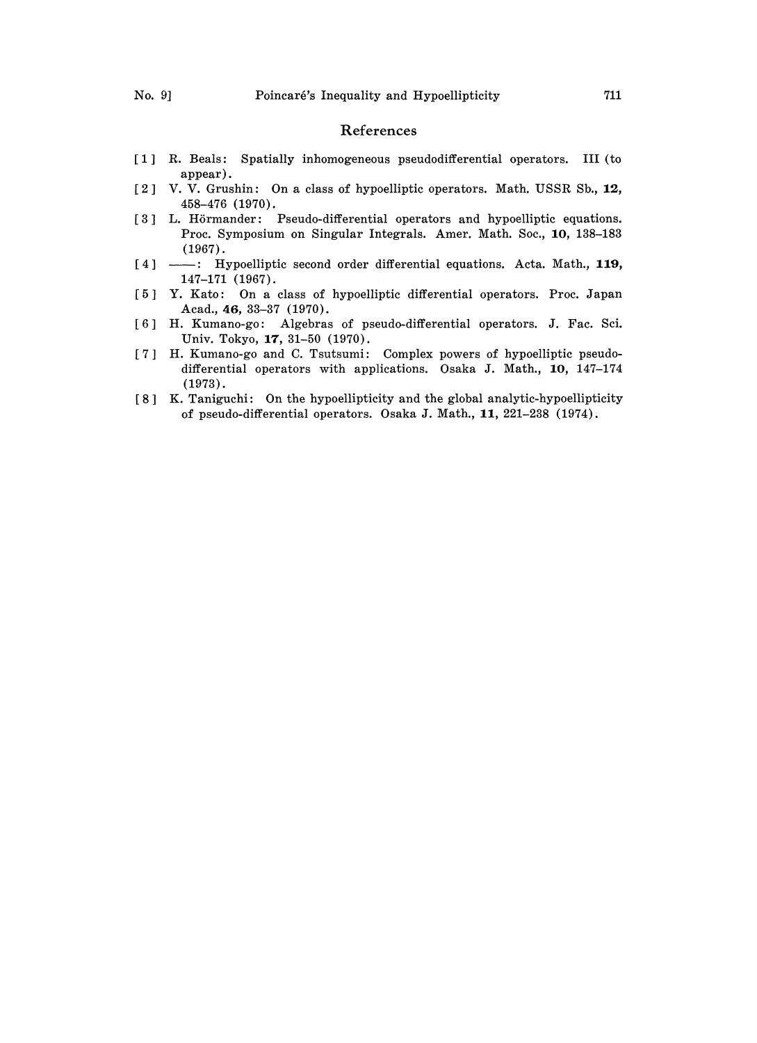## References

[1] R. Beals: Spatially inhomogeneous pseudodifferential operators. III (to appear).

[2] V. V. Grushin: On a class of hypoelliptic operators. Math. USSR Sb., **12**, 458–476 (1970).

[3] L. Hörmander: Pseudo-differential operators and hypoelliptic equations. Proc. Symposium on Singular Integrals. Amer. Math. Soc., **10**, 138–183 (1967).

[4] ——: Hypoelliptic second order differential equations. Acta. Math., **119**, 147–171 (1967).

[5] Y. Kato: On a class of hypoelliptic differential operators. Proc. Japan Acad., **46**, 33–37 (1970).

[6] H. Kumano-go: Algebras of pseudo-differential operators. J. Fac. Sci. Univ. Tokyo, **17**, 31–50 (1970).

[7] H. Kumano-go and C. Tsutsumi: Complex powers of hypoelliptic pseudo-differential operators with applications. Osaka J. Math., **10**, 147–174 (1973).

[8] K. Taniguchi: On the hypoellipticity and the global analytic-hypoellipticity of pseudo-differential operators. Osaka J. Math., **11**, 221–238 (1974).